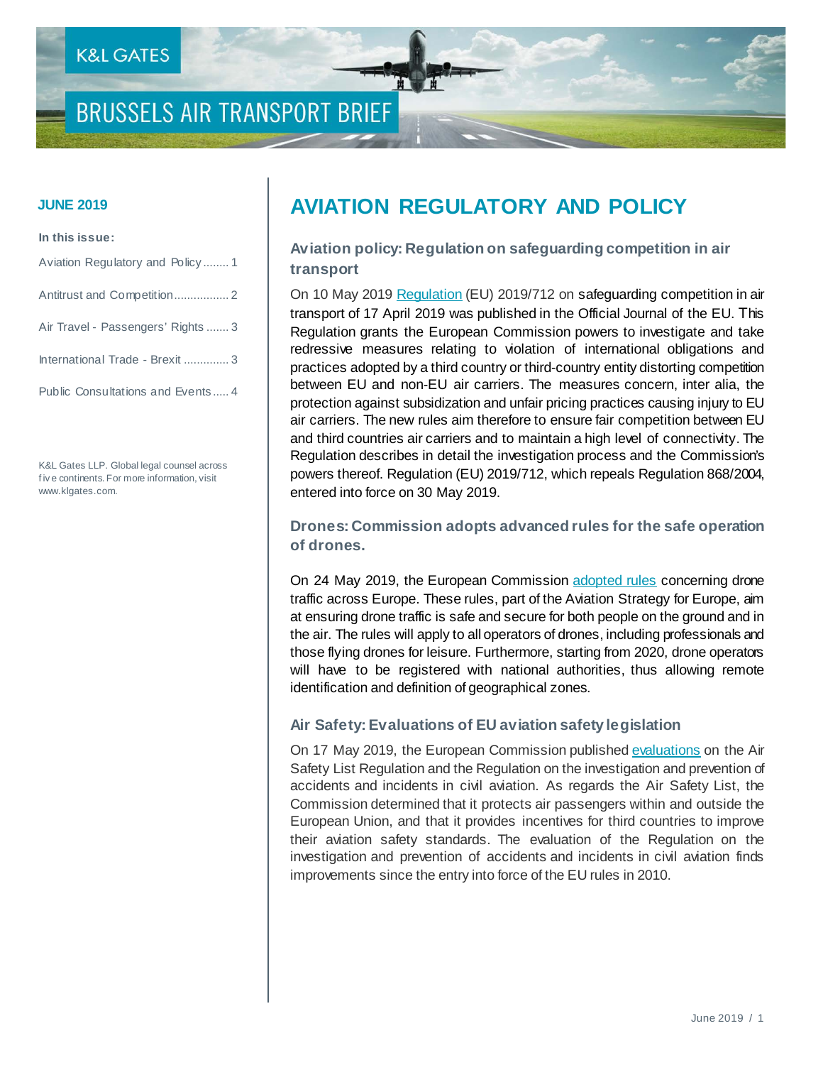K&L GATES

# BRUSSELS AIR TRANSPORT BRIEF

**JUNE 2019**

**In this issue:**

- Aviation Regulatory and Policy ........ 1
- Antitrust and Competition ................. 2
- Air Travel - Passengers' Rights ....... 3
- International Trade - Brexit ............. 3
- Public Consultations and Events ..... 4

K&L Gates LLP. Global legal counsel across five continents. For more information, visit www.klgates.com.

## AVIATION REGULATORY AND POLICY

### Aviation policy: Regulation on safeguarding competition in air transport

On 10 May 2019 Regulation (EU) 2019/712 on safeguarding competition in air transport of 17 April 2019 was published in the Official Journal of the EU. This Regulation grants the European Commission powers to investigate and take redressive measures relating to violation of international obligations and practices adopted by a third country or third-country entity distorting competition between EU and non-EU air carriers. The measures concern, inter alia, the protection against subsidization and unfair pricing practices causing injury to EU air carriers. The new rules aim therefore to ensure fair competition between EU and third countries air carriers and to maintain a high level of connectivity. The Regulation describes in detail the investigation process and the Commission's powers thereof. Regulation (EU) 2019/712, which repeals Regulation 868/2004, entered into force on 30 May 2019.

### Drones: Commission adopts advanced rules for the safe operation of drones.

On 24 May 2019, the European Commission adopted rules concerning drone traffic across Europe. These rules, part of the Aviation Strategy for Europe, aim at ensuring drone traffic is safe and secure for both people on the ground and in the air. The rules will apply to all operators of drones, including professionals and those flying drones for leisure. Furthermore, starting from 2020, drone operators will have to be registered with national authorities, thus allowing remote identification and definition of geographical zones.

### Air Safety: Evaluations of EU aviation safety legislation

On 17 May 2019, the European Commission published evaluations on the Air Safety List Regulation and the Regulation on the investigation and prevention of accidents and incidents in civil aviation. As regards the Air Safety List, the Commission determined that it protects air passengers within and outside the European Union, and that it provides incentives for third countries to improve their aviation safety standards. The evaluation of the Regulation on the investigation and prevention of accidents and incidents in civil aviation finds improvements since the entry into force of the EU rules in 2010.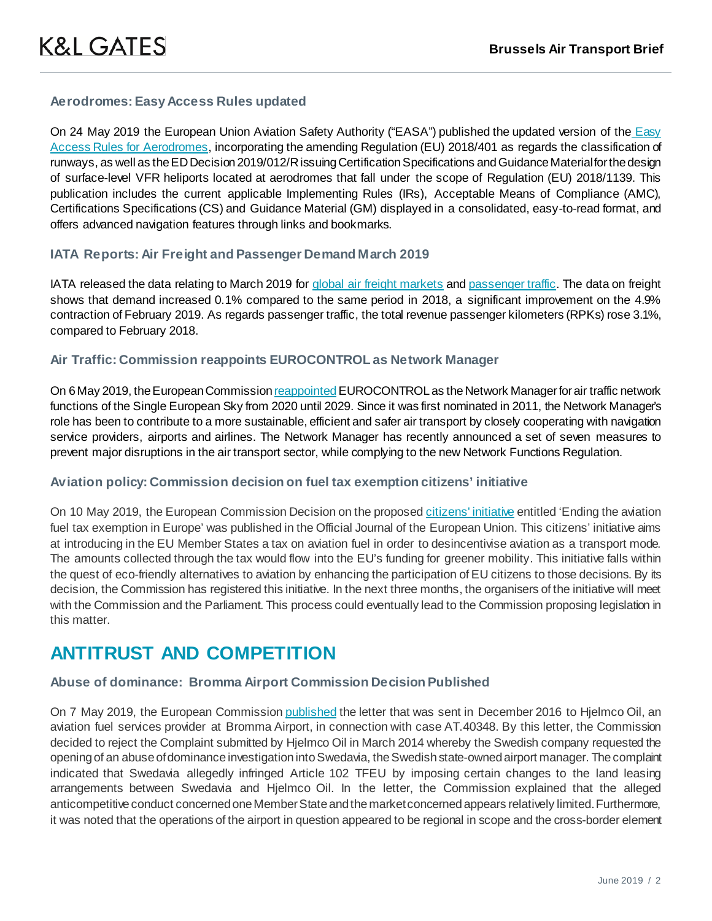### Aerodromes: Easy Access Rules updated

On 24 May 2019 the European Union Aviation Safety Authority ("EASA") published the updated version of the Easy Access Rules for Aerodromes, incorporating the amending Regulation (EU) 2018/401 as regards the classification of runways, as well as the ED Decision 2019/012/R issuing Certification Specifications and Guidance Material for the design of surface-level VFR heliports located at aerodromes that fall under the scope of Regulation (EU) 2018/1139. This publication includes the current applicable Implementing Rules (IRs), Acceptable Means of Compliance (AMC), Certifications Specifications (CS) and Guidance Material (GM) displayed in a consolidated, easy-to-read format, and offers advanced navigation features through links and bookmarks.

### IATA Reports: Air Freight and Passenger Demand March 2019

IATA released the data relating to March 2019 for global air freight markets and passenger traffic. The data on freight shows that demand increased 0.1% compared to the same period in 2018, a significant improvement on the 4.9% contraction of February 2019. As regards passenger traffic, the total revenue passenger kilometers (RPKs) rose 3.1%, compared to February 2018.

### Air Traffic: Commission reappoints EUROCONTROL as Network Manager

On 6 May 2019, the European Commission reappointed EUROCONTROL as the Network Manager for air traffic network functions of the Single European Sky from 2020 until 2029. Since it was first nominated in 2011, the Network Manager's role has been to contribute to a more sustainable, efficient and safer air transport by closely cooperating with navigation service providers, airports and airlines. The Network Manager has recently announced a set of seven measures to prevent major disruptions in the air transport sector, while complying to the new Network Functions Regulation.

### Aviation policy: Commission decision on fuel tax exemption citizens' initiative

On 10 May 2019, the European Commission Decision on the proposed citizens' initiative entitled 'Ending the aviation fuel tax exemption in Europe' was published in the Official Journal of the European Union. This citizens' initiative aims at introducing in the EU Member States a tax on aviation fuel in order to desincentivise aviation as a transport mode. The amounts collected through the tax would flow into the EU's funding for greener mobility. This initiative falls within the quest of eco-friendly alternatives to aviation by enhancing the participation of EU citizens to those decisions. By its decision, the Commission has registered this initiative. In the next three months, the organisers of the initiative will meet with the Commission and the Parliament. This process could eventually lead to the Commission proposing legislation in this matter.

## ANTITRUST AND COMPETITION

### Abuse of dominance: Bromma Airport Commission Decision Published

On 7 May 2019, the European Commission published the letter that was sent in December 2016 to Hjelmco Oil, an aviation fuel services provider at Bromma Airport, in connection with case AT.40348. By this letter, the Commission decided to reject the Complaint submitted by Hjelmco Oil in March 2014 whereby the Swedish company requested the opening of an abuse of dominance investigation into Swedavia, the Swedish state-owned airport manager. The complaint indicated that Swedavia allegedly infringed Article 102 TFEU by imposing certain changes to the land leasing arrangements between Swedavia and Hjelmco Oil. In the letter, the Commission explained that the alleged anticompetitive conduct concerned one Member State and the market concerned appears relatively limited. Furthermore, it was noted that the operations of the airport in question appeared to be regional in scope and the cross-border element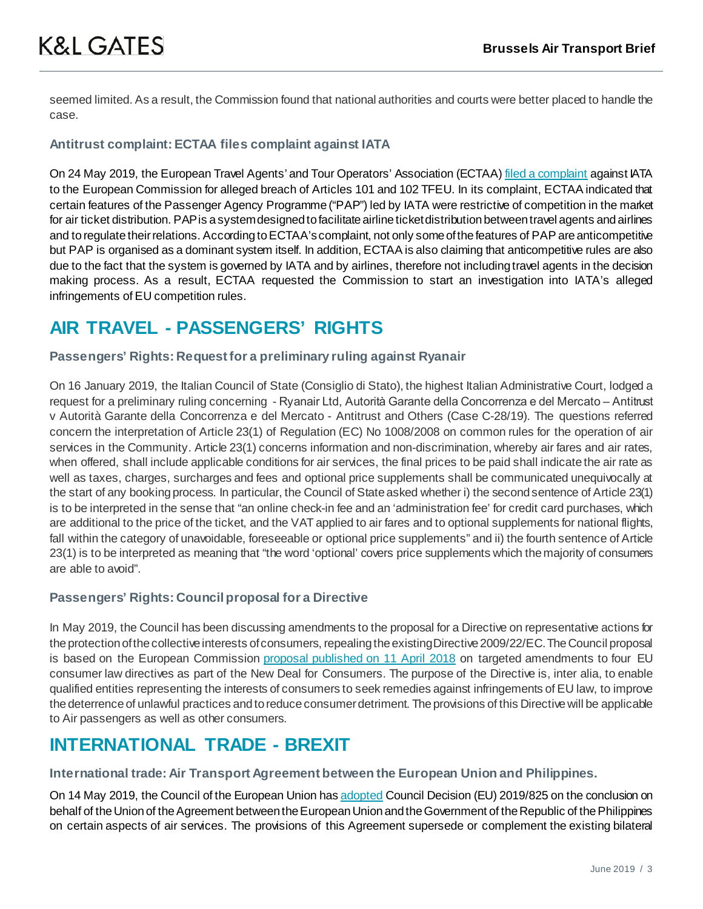seemed limited. As a result, the Commission found that national authorities and courts were better placed to handle the case.

### Antitrust complaint: ECTAA files complaint against IATA

On 24 May 2019, the European Travel Agents' and Tour Operators' Association (ECTAA) filed a complaint against IATA to the European Commission for alleged breach of Articles 101 and 102 TFEU. In its complaint, ECTAA indicated that certain features of the Passenger Agency Programme ("PAP") led by IATA were restrictive of competition in the market for air ticket distribution. PAP is a system designed to facilitate airline ticket distribution between travel agents and airlines and to regulate their relations. According to ECTAA's complaint, not only some of the features of PAP are anticompetitive but PAP is organised as a dominant system itself. In addition, ECTAA is also claiming that anticompetitive rules are also due to the fact that the system is governed by IATA and by airlines, therefore not including travel agents in the decision making process. As a result, ECTAA requested the Commission to start an investigation into IATA's alleged infringements of EU competition rules.

## AIR TRAVEL - PASSENGERS' RIGHTS

### Passengers' Rights: Request for a preliminary ruling against Ryanair

On 16 January 2019, the Italian Council of State (Consiglio di Stato), the highest Italian Administrative Court, lodged a request for a preliminary ruling concerning - Ryanair Ltd, Autorità Garante della Concorrenza e del Mercato – Antitrust v Autorità Garante della Concorrenza e del Mercato - Antitrust and Others (Case C-28/19). The questions referred concern the interpretation of Article 23(1) of Regulation (EC) No 1008/2008 on common rules for the operation of air services in the Community. Article 23(1) concerns information and non-discrimination, whereby air fares and air rates, when offered, shall include applicable conditions for air services, the final prices to be paid shall indicate the air rate as well as taxes, charges, surcharges and fees and optional price supplements shall be communicated unequivocally at the start of any booking process. In particular, the Council of State asked whether i) the second sentence of Article 23(1) is to be interpreted in the sense that "an online check-in fee and an 'administration fee' for credit card purchases, which are additional to the price of the ticket, and the VAT applied to air fares and to optional supplements for national flights, fall within the category of unavoidable, foreseeable or optional price supplements" and ii) the fourth sentence of Article 23(1) is to be interpreted as meaning that "the word 'optional' covers price supplements which the majority of consumers are able to avoid".

### Passengers' Rights: Council proposal for a Directive

In May 2019, the Council has been discussing amendments to the proposal for a Directive on representative actions for the protection of the collective interests of consumers, repealing the existing Directive 2009/22/EC. The Council proposal is based on the European Commission proposal published on 11 April 2018 on targeted amendments to four EU consumer law directives as part of the New Deal for Consumers. The purpose of the Directive is, inter alia, to enable qualified entities representing the interests of consumers to seek remedies against infringements of EU law, to improve the deterrence of unlawful practices and to reduce consumer detriment. The provisions of this Directive will be applicable to Air passengers as well as other consumers.

## INTERNATIONAL TRADE - BREXIT

### International trade: Air Transport Agreement between the European Union and Philippines.

On 14 May 2019, the Council of the European Union has adopted Council Decision (EU) 2019/825 on the conclusion on behalf of the Union of the Agreement between the European Union and the Government of the Republic of the Philippines on certain aspects of air services. The provisions of this Agreement supersede or complement the existing bilateral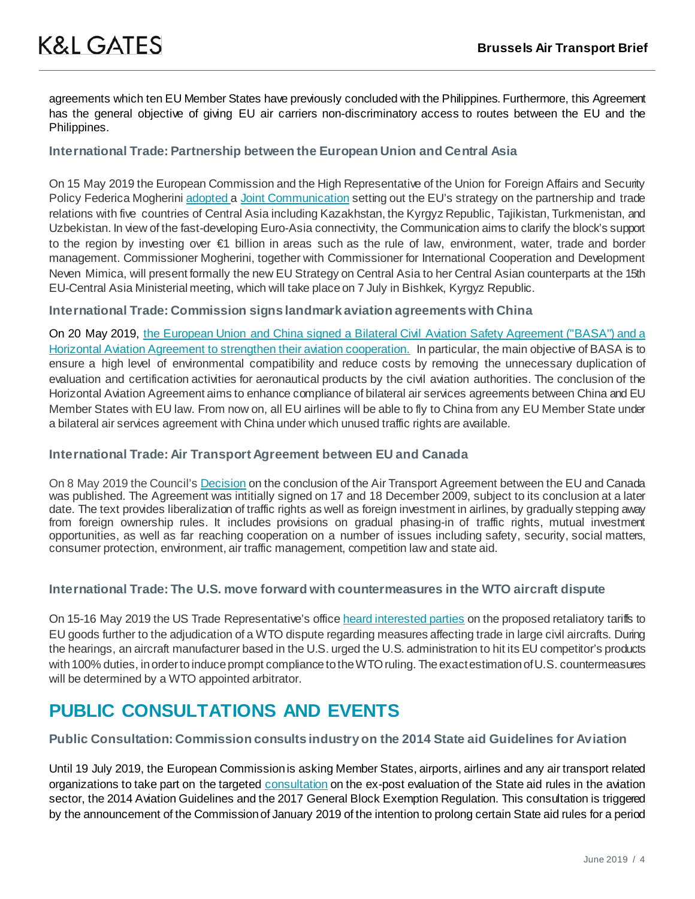agreements which ten EU Member States have previously concluded with the Philippines. Furthermore, this Agreement has the general objective of giving EU air carriers non-discriminatory access to routes between the EU and the Philippines.

### International Trade: Partnership between the European Union and Central Asia

On 15 May 2019 the European Commission and the High Representative of the Union for Foreign Affairs and Security Policy Federica Mogherini adopted a Joint Communication setting out the EU's strategy on the partnership and trade relations with five countries of Central Asia including Kazakhstan, the Kyrgyz Republic, Tajikistan, Turkmenistan, and Uzbekistan. In view of the fast-developing Euro-Asia connectivity, the Communication aims to clarify the block's support to the region by investing over €1 billion in areas such as the rule of law, environment, water, trade and border management. Commissioner Mogherini, together with Commissioner for International Cooperation and Development Neven Mimica, will present formally the new EU Strategy on Central Asia to her Central Asian counterparts at the 15th EU-Central Asia Ministerial meeting, which will take place on 7 July in Bishkek, Kyrgyz Republic.

### International Trade: Commission signs landmark aviation agreements with China

On 20 May 2019, the European Union and China signed a Bilateral Civil Aviation Safety Agreement ("BASA") and a Horizontal Aviation Agreement to strengthen their aviation cooperation. In particular, the main objective of BASA is to ensure a high level of environmental compatibility and reduce costs by removing the unnecessary duplication of evaluation and certification activities for aeronautical products by the civil aviation authorities. The conclusion of the Horizontal Aviation Agreement aims to enhance compliance of bilateral air services agreements between China and EU Member States with EU law. From now on, all EU airlines will be able to fly to China from any EU Member State under a bilateral air services agreement with China under which unused traffic rights are available.

### International Trade: Air Transport Agreement between EU and Canada

On 8 May 2019 the Council's Decision on the conclusion of the Air Transport Agreement between the EU and Canada was published. The Agreement was intitially signed on 17 and 18 December 2009, subject to its conclusion at a later date. The text provides liberalization of traffic rights as well as foreign investment in airlines, by gradually stepping away from foreign ownership rules. It includes provisions on gradual phasing-in of traffic rights, mutual investment opportunities, as well as far reaching cooperation on a number of issues including safety, security, social matters, consumer protection, environment, air traffic management, competition law and state aid.

### International Trade: The U.S. move forward with countermeasures in the WTO aircraft dispute

On 15-16 May 2019 the US Trade Representative's office heard interested parties on the proposed retaliatory tariffs to EU goods further to the adjudication of a WTO dispute regarding measures affecting trade in large civil aircrafts. During the hearings, an aircraft manufacturer based in the U.S. urged the U.S. administration to hit its EU competitor's products with 100% duties, in order to induce prompt compliance to the WTO ruling. The exact estimation of U.S. countermeasures will be determined by a WTO appointed arbitrator.

## PUBLIC CONSULTATIONS AND EVENTS

### Public Consultation: Commission consults industry on the 2014 State aid Guidelines for Aviation

Until 19 July 2019, the European Commission is asking Member States, airports, airlines and any air transport related organizations to take part on the targeted consultation on the ex-post evaluation of the State aid rules in the aviation sector, the 2014 Aviation Guidelines and the 2017 General Block Exemption Regulation. This consultation is triggered by the announcement of the Commission of January 2019 of the intention to prolong certain State aid rules for a period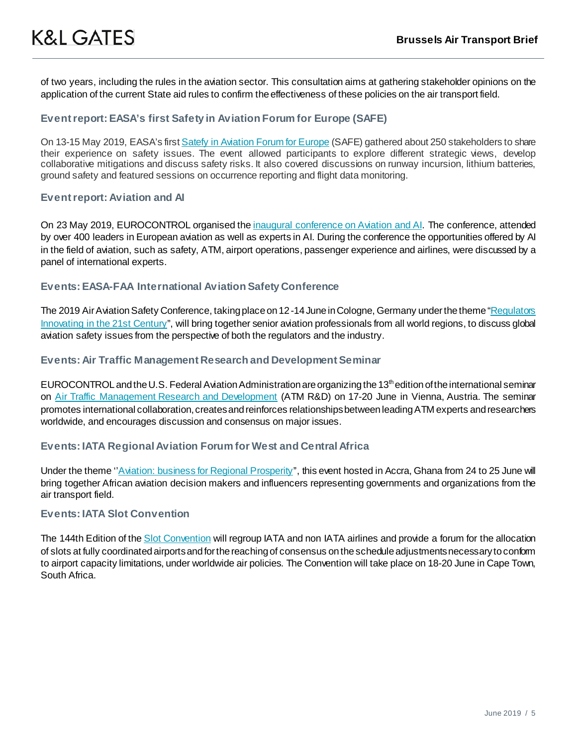of two years, including the rules in the aviation sector. This consultation aims at gathering stakeholder opinions on the application of the current State aid rules to confirm the effectiveness of these policies on the air transport field.

### Event report: EASA's first Safety in Aviation Forum for Europe (SAFE)

On 13-15 May 2019, EASA's first Satefy in Aviation Forum for Europe (SAFE) gathered about 250 stakeholders to share their experience on safety issues. The event allowed participants to explore different strategic views, develop collaborative mitigations and discuss safety risks. It also covered discussions on runway incursion, lithium batteries, ground safety and featured sessions on occurrence reporting and flight data monitoring.

### Event report: Aviation and AI

On 23 May 2019, EUROCONTROL organised the inaugural conference on Aviation and AI. The conference, attended by over 400 leaders in European aviation as well as experts in AI. During the conference the opportunities offered by AI in the field of aviation, such as safety, ATM, airport operations, passenger experience and airlines, were discussed by a panel of international experts.

### Events: EASA-FAA International Aviation Safety Conference

The 2019 Air Aviation Safety Conference, taking place on 12-14 June in Cologne, Germany under the theme "Regulators Innovating in the 21st Century", will bring together senior aviation professionals from all world regions, to discuss global aviation safety issues from the perspective of both the regulators and the industry.

### Events: Air Traffic Management Research and Development Seminar

EUROCONTROL and the U.S. Federal Aviation Administration are organizing the 13th edition of the international seminar on Air Traffic Management Research and Development (ATM R&D) on 17-20 June in Vienna, Austria. The seminar promotes international collaboration, creates and reinforces relationships between leading ATM experts and researchers worldwide, and encourages discussion and consensus on major issues.

### Events: IATA Regional Aviation Forum for West and Central Africa

Under the theme ''Aviation: business for Regional Prosperity", this event hosted in Accra, Ghana from 24 to 25 June will bring together African aviation decision makers and influencers representing governments and organizations from the air transport field.

### Events: IATA Slot Convention

The 144th Edition of the Slot Convention will regroup IATA and non IATA airlines and provide a forum for the allocation of slots at fully coordinated airports and for the reaching of consensus on the schedule adjustments necessary to conform to airport capacity limitations, under worldwide air policies. The Convention will take place on 18-20 June in Cape Town, South Africa.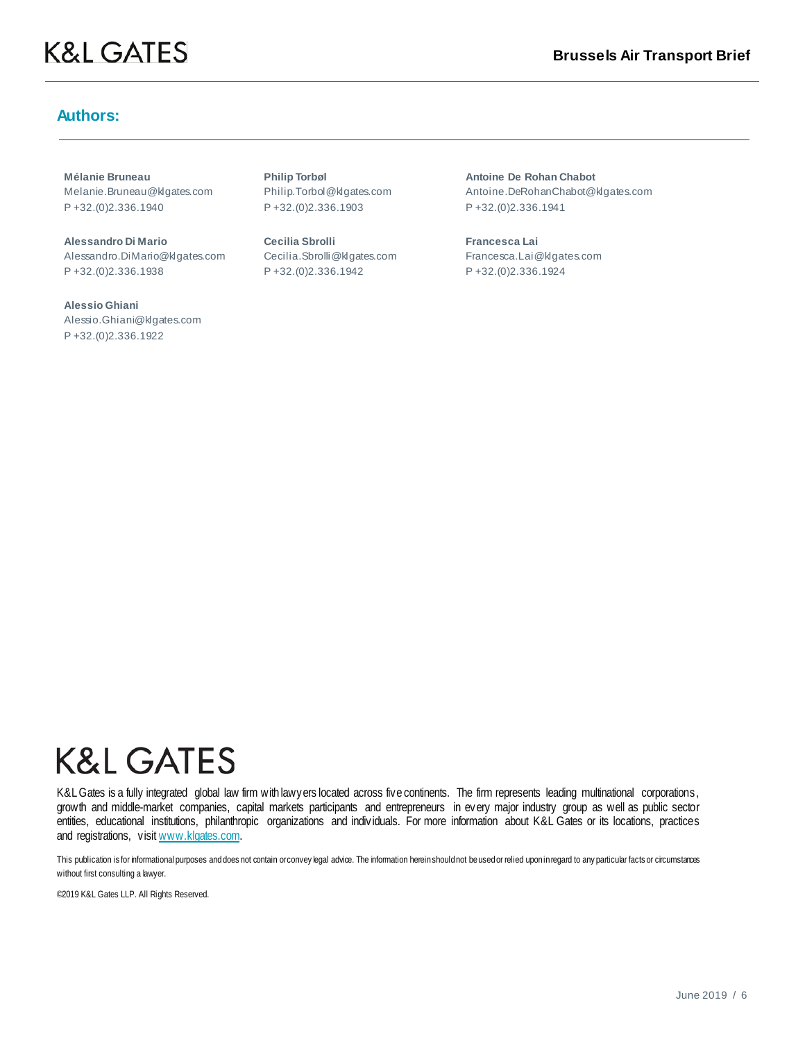## Authors:

**Mélanie Bruneau**
Melanie.Bruneau@klgates.com
P +32.(0)2.336.1940

**Philip Torbøl**
Philip.Torbol@klgates.com
P +32.(0)2.336.1903

**Antoine De Rohan Chabot**
Antoine.DeRohanChabot@klgates.com
P +32.(0)2.336.1941

**Alessandro Di Mario**
Alessandro.DiMario@klgates.com
P +32.(0)2.336.1938

**Cecilia Sbrolli**
Cecilia.Sbrolli@klgates.com
P +32.(0)2.336.1942

**Francesca Lai**
Francesca.Lai@klgates.com
P +32.(0)2.336.1924

**Alessio Ghiani**
Alessio.Ghiani@klgates.com
P +32.(0)2.336.1922

K&L GATES

K&L Gates is a fully integrated global law firm with lawyers located across five continents. The firm represents leading multinational corporations, growth and middle-market companies, capital markets participants and entrepreneurs in every major industry group as well as public sector entities, educational institutions, philanthropic organizations and individuals. For more information about K&L Gates or its locations, practices and registrations, visit www.klgates.com.

This publication is for informational purposes and does not contain or convey legal advice. The information herein should not be used or relied upon in regard to any particular facts or circumstances without first consulting a lawyer.

©2019 K&L Gates LLP. All Rights Reserved.